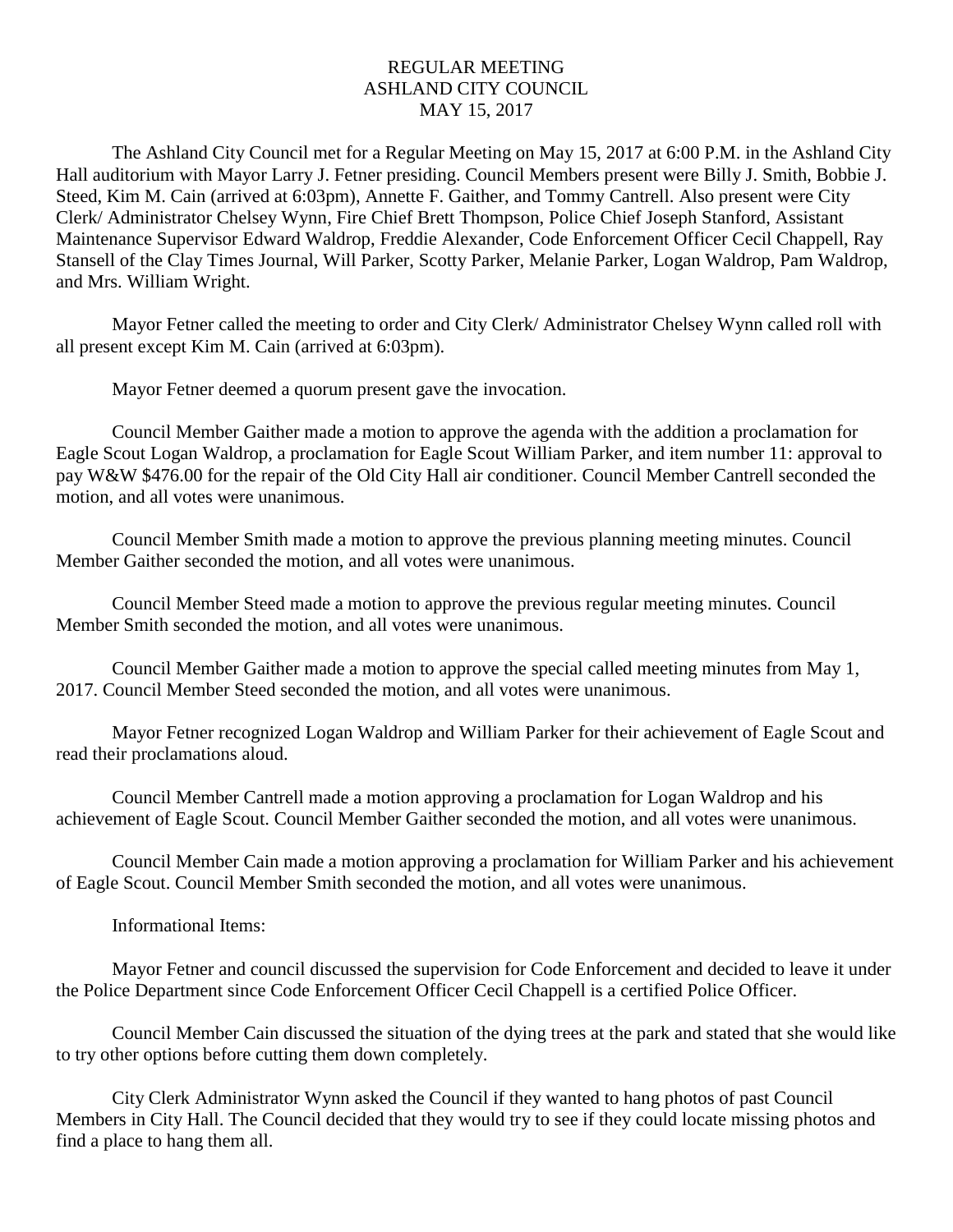REGULAR MEETING
ASHLAND CITY COUNCIL
MAY 15, 2017

The Ashland City Council met for a Regular Meeting on May 15, 2017 at 6:00 P.M. in the Ashland City Hall auditorium with Mayor Larry J. Fetner presiding. Council Members present were Billy J. Smith, Bobbie J. Steed, Kim M. Cain (arrived at 6:03pm), Annette F. Gaither, and Tommy Cantrell. Also present were City Clerk/ Administrator Chelsey Wynn, Fire Chief Brett Thompson, Police Chief Joseph Stanford, Assistant Maintenance Supervisor Edward Waldrop, Freddie Alexander, Code Enforcement Officer Cecil Chappell, Ray Stansell of the Clay Times Journal, Will Parker, Scotty Parker, Melanie Parker, Logan Waldrop, Pam Waldrop, and Mrs. William Wright.

Mayor Fetner called the meeting to order and City Clerk/ Administrator Chelsey Wynn called roll with all present except Kim M. Cain (arrived at 6:03pm).

Mayor Fetner deemed a quorum present gave the invocation.

Council Member Gaither made a motion to approve the agenda with the addition a proclamation for Eagle Scout Logan Waldrop, a proclamation for Eagle Scout William Parker, and item number 11: approval to pay W&W $476.00 for the repair of the Old City Hall air conditioner. Council Member Cantrell seconded the motion, and all votes were unanimous.

Council Member Smith made a motion to approve the previous planning meeting minutes. Council Member Gaither seconded the motion, and all votes were unanimous.

Council Member Steed made a motion to approve the previous regular meeting minutes. Council Member Smith seconded the motion, and all votes were unanimous.

Council Member Gaither made a motion to approve the special called meeting minutes from May 1, 2017. Council Member Steed seconded the motion, and all votes were unanimous.

Mayor Fetner recognized Logan Waldrop and William Parker for their achievement of Eagle Scout and read their proclamations aloud.

Council Member Cantrell made a motion approving a proclamation for Logan Waldrop and his achievement of Eagle Scout. Council Member Gaither seconded the motion, and all votes were unanimous.

Council Member Cain made a motion approving a proclamation for William Parker and his achievement of Eagle Scout. Council Member Smith seconded the motion, and all votes were unanimous.

Informational Items:

Mayor Fetner and council discussed the supervision for Code Enforcement and decided to leave it under the Police Department since Code Enforcement Officer Cecil Chappell is a certified Police Officer.

Council Member Cain discussed the situation of the dying trees at the park and stated that she would like to try other options before cutting them down completely.

City Clerk Administrator Wynn asked the Council if they wanted to hang photos of past Council Members in City Hall. The Council decided that they would try to see if they could locate missing photos and find a place to hang them all.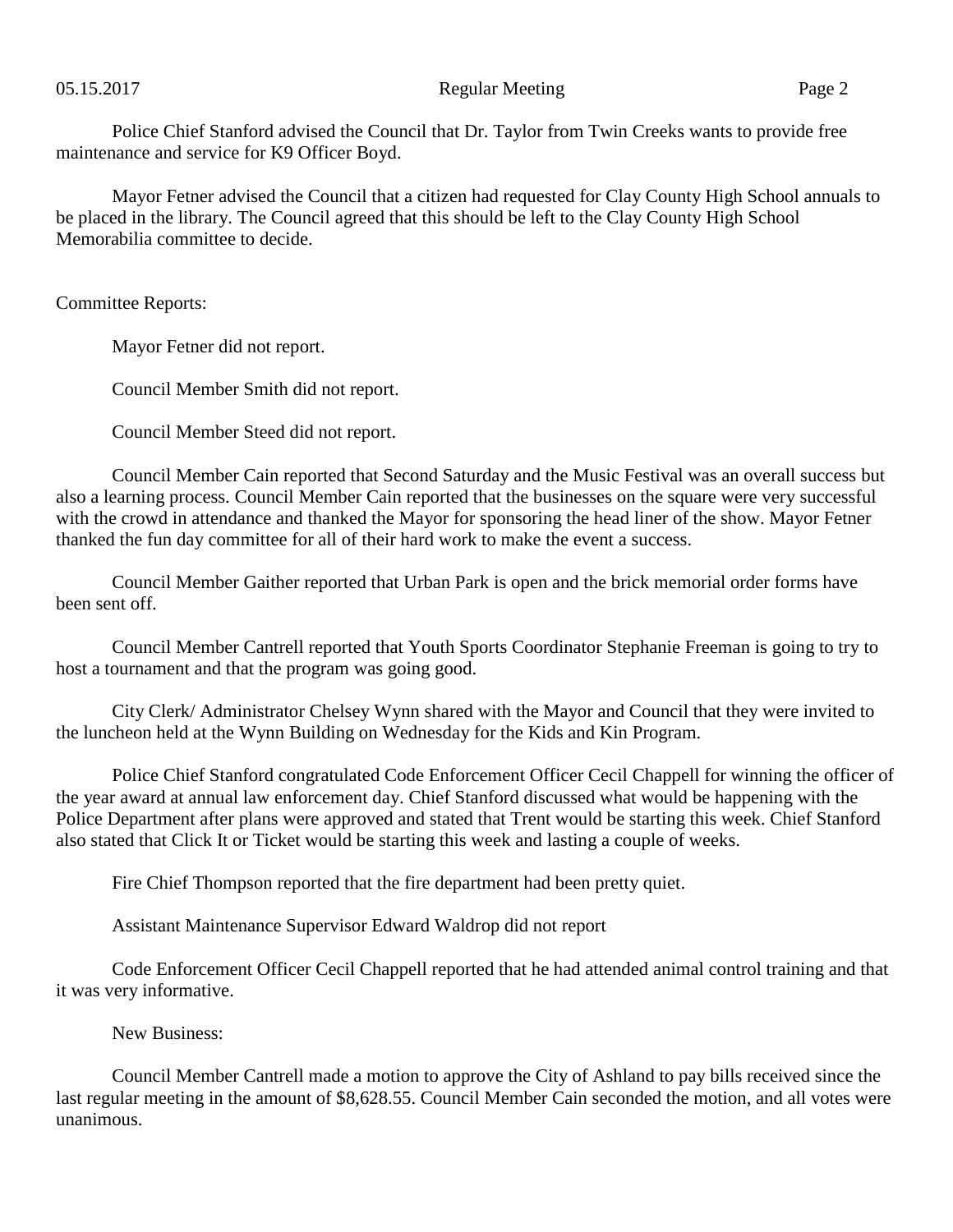Police Chief Stanford advised the Council that Dr. Taylor from Twin Creeks wants to provide free maintenance and service for K9 Officer Boyd.

Mayor Fetner advised the Council that a citizen had requested for Clay County High School annuals to be placed in the library. The Council agreed that this should be left to the Clay County High School Memorabilia committee to decide.

Committee Reports:

Mayor Fetner did not report.

Council Member Smith did not report.

Council Member Steed did not report.

Council Member Cain reported that Second Saturday and the Music Festival was an overall success but also a learning process. Council Member Cain reported that the businesses on the square were very successful with the crowd in attendance and thanked the Mayor for sponsoring the head liner of the show. Mayor Fetner thanked the fun day committee for all of their hard work to make the event a success.

Council Member Gaither reported that Urban Park is open and the brick memorial order forms have been sent off.

Council Member Cantrell reported that Youth Sports Coordinator Stephanie Freeman is going to try to host a tournament and that the program was going good.

City Clerk/ Administrator Chelsey Wynn shared with the Mayor and Council that they were invited to the luncheon held at the Wynn Building on Wednesday for the Kids and Kin Program.

Police Chief Stanford congratulated Code Enforcement Officer Cecil Chappell for winning the officer of the year award at annual law enforcement day. Chief Stanford discussed what would be happening with the Police Department after plans were approved and stated that Trent would be starting this week. Chief Stanford also stated that Click It or Ticket would be starting this week and lasting a couple of weeks.

Fire Chief Thompson reported that the fire department had been pretty quiet.

Assistant Maintenance Supervisor Edward Waldrop did not report

Code Enforcement Officer Cecil Chappell reported that he had attended animal control training and that it was very informative.

New Business:

Council Member Cantrell made a motion to approve the City of Ashland to pay bills received since the last regular meeting in the amount of $8,628.55. Council Member Cain seconded the motion, and all votes were unanimous.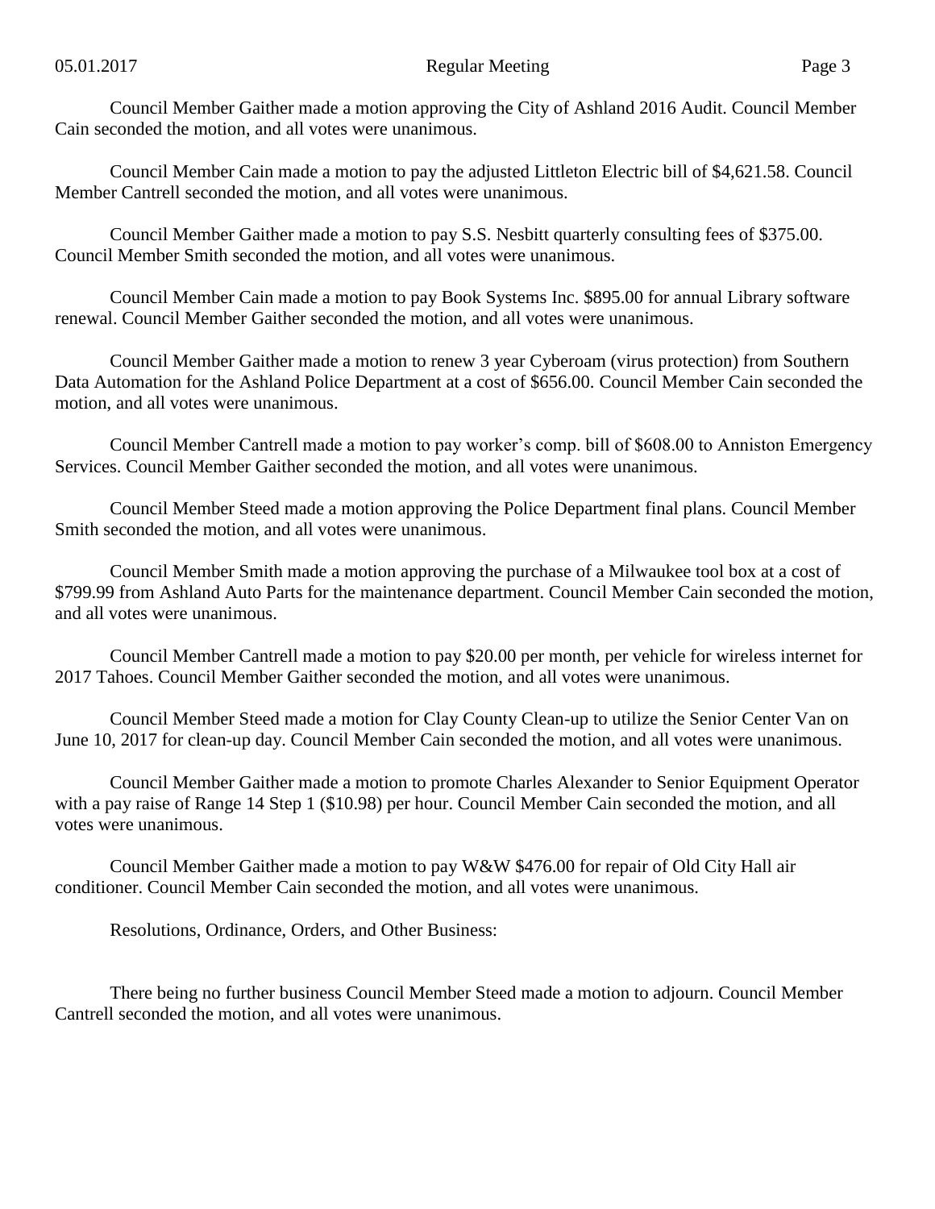Council Member Gaither made a motion approving the City of Ashland 2016 Audit. Council Member Cain seconded the motion, and all votes were unanimous.

Council Member Cain made a motion to pay the adjusted Littleton Electric bill of $4,621.58. Council Member Cantrell seconded the motion, and all votes were unanimous.

Council Member Gaither made a motion to pay S.S. Nesbitt quarterly consulting fees of $375.00. Council Member Smith seconded the motion, and all votes were unanimous.

Council Member Cain made a motion to pay Book Systems Inc. $895.00 for annual Library software renewal. Council Member Gaither seconded the motion, and all votes were unanimous.

Council Member Gaither made a motion to renew 3 year Cyberoam (virus protection) from Southern Data Automation for the Ashland Police Department at a cost of $656.00. Council Member Cain seconded the motion, and all votes were unanimous.

Council Member Cantrell made a motion to pay worker's comp. bill of $608.00 to Anniston Emergency Services. Council Member Gaither seconded the motion, and all votes were unanimous.

Council Member Steed made a motion approving the Police Department final plans. Council Member Smith seconded the motion, and all votes were unanimous.

Council Member Smith made a motion approving the purchase of a Milwaukee tool box at a cost of $799.99 from Ashland Auto Parts for the maintenance department. Council Member Cain seconded the motion, and all votes were unanimous.

Council Member Cantrell made a motion to pay $20.00 per month, per vehicle for wireless internet for 2017 Tahoes. Council Member Gaither seconded the motion, and all votes were unanimous.

Council Member Steed made a motion for Clay County Clean-up to utilize the Senior Center Van on June 10, 2017 for clean-up day. Council Member Cain seconded the motion, and all votes were unanimous.

Council Member Gaither made a motion to promote Charles Alexander to Senior Equipment Operator with a pay raise of Range 14 Step 1 ($10.98) per hour. Council Member Cain seconded the motion, and all votes were unanimous.

Council Member Gaither made a motion to pay W&W $476.00 for repair of Old City Hall air conditioner. Council Member Cain seconded the motion, and all votes were unanimous.

Resolutions, Ordinance, Orders, and Other Business:

There being no further business Council Member Steed made a motion to adjourn. Council Member Cantrell seconded the motion, and all votes were unanimous.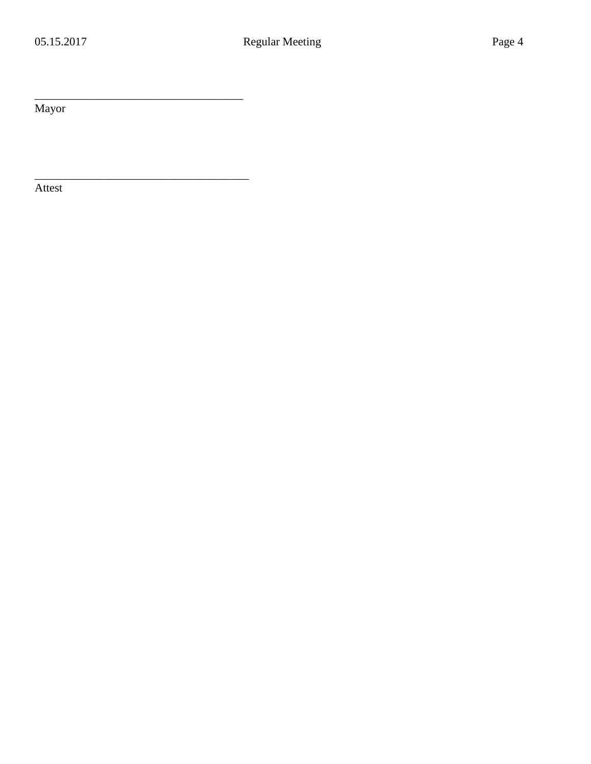___________________________________
Mayor

____________________________________
Attest